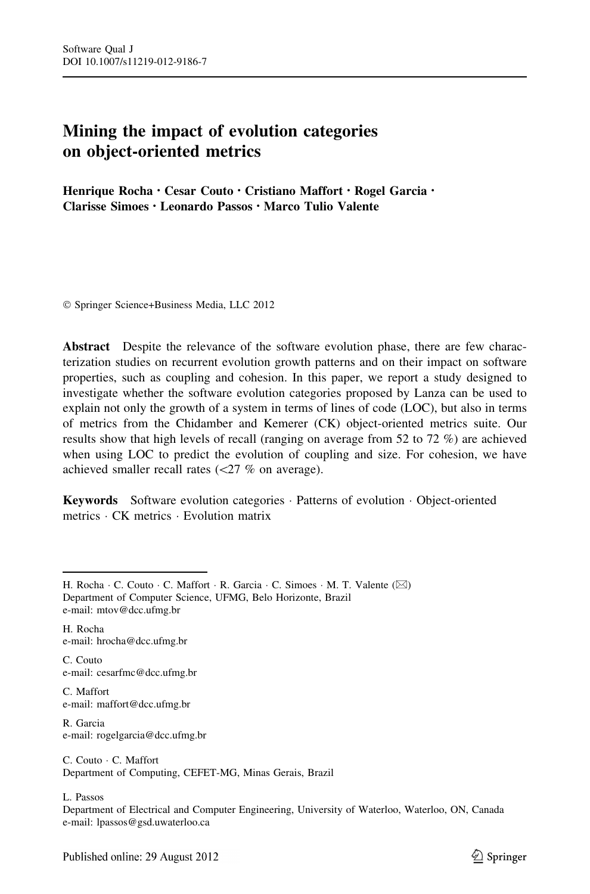# Mining the impact of evolution categories on object-oriented metrics

**Henrique Rocha · Cesar Couto · Cristiano Maffort · Rogel Garcia · Clarisse Simoes · Leonardo Passos · Marco Tulio Valente**

© Springer Science+Business Media, LLC 2012

**Abstract** Despite the relevance of the software evolution phase, there are few characterization studies on recurrent evolution growth patterns and on their impact on software properties, such as coupling and cohesion. In this paper, we report a study designed to investigate whether the software evolution categories proposed by Lanza can be used to explain not only the growth of a system in terms of lines of code (LOC), but also in terms of metrics from the Chidamber and Kemerer (CK) object-oriented metrics suite. Our results show that high levels of recall (ranging on average from 52 to 72 %) are achieved when using LOC to predict the evolution of coupling and size. For cohesion, we have achieved smaller recall rates (<27 % on average).

**Keywords** Software evolution categories · Patterns of evolution · Object-oriented metrics · CK metrics · Evolution matrix

---

H. Rocha · C. Couto · C. Maffort · R. Garcia · C. Simoes · M. T. Valente (✉)
Department of Computer Science, UFMG, Belo Horizonte, Brazil
e-mail: mtov@dcc.ufmg.br

H. Rocha
e-mail: hrocha@dcc.ufmg.br

C. Couto
e-mail: cesarfmc@dcc.ufmg.br

C. Maffort
e-mail: maffort@dcc.ufmg.br

R. Garcia
e-mail: rogelgarcia@dcc.ufmg.br

C. Couto · C. Maffort
Department of Computing, CEFET-MG, Minas Gerais, Brazil

L. Passos
Department of Electrical and Computer Engineering, University of Waterloo, Waterloo, ON, Canada
e-mail: lpassos@gsd.uwaterloo.ca

Published online: 29 August 2012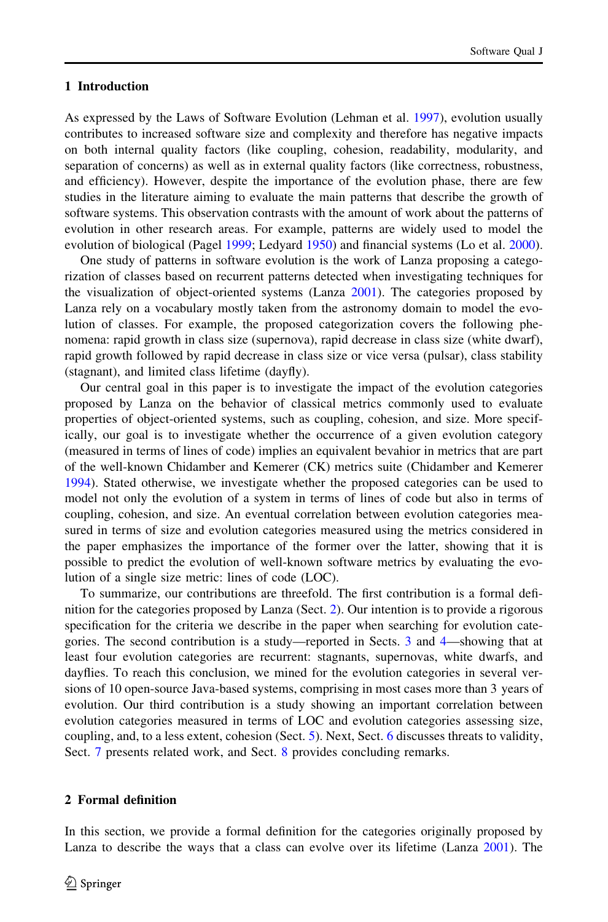## 1 Introduction

As expressed by the Laws of Software Evolution (Lehman et al. 1997), evolution usually contributes to increased software size and complexity and therefore has negative impacts on both internal quality factors (like coupling, cohesion, readability, modularity, and separation of concerns) as well as in external quality factors (like correctness, robustness, and efficiency). However, despite the importance of the evolution phase, there are few studies in the literature aiming to evaluate the main patterns that describe the growth of software systems. This observation contrasts with the amount of work about the patterns of evolution in other research areas. For example, patterns are widely used to model the evolution of biological (Pagel 1999; Ledyard 1950) and financial systems (Lo et al. 2000).

One study of patterns in software evolution is the work of Lanza proposing a categorization of classes based on recurrent patterns detected when investigating techniques for the visualization of object-oriented systems (Lanza 2001). The categories proposed by Lanza rely on a vocabulary mostly taken from the astronomy domain to model the evolution of classes. For example, the proposed categorization covers the following phenomena: rapid growth in class size (supernova), rapid decrease in class size (white dwarf), rapid growth followed by rapid decrease in class size or vice versa (pulsar), class stability (stagnant), and limited class lifetime (dayfly).

Our central goal in this paper is to investigate the impact of the evolution categories proposed by Lanza on the behavior of classical metrics commonly used to evaluate properties of object-oriented systems, such as coupling, cohesion, and size. More specifically, our goal is to investigate whether the occurrence of a given evolution category (measured in terms of lines of code) implies an equivalent bevahior in metrics that are part of the well-known Chidamber and Kemerer (CK) metrics suite (Chidamber and Kemerer 1994). Stated otherwise, we investigate whether the proposed categories can be used to model not only the evolution of a system in terms of lines of code but also in terms of coupling, cohesion, and size. An eventual correlation between evolution categories measured in terms of size and evolution categories measured using the metrics considered in the paper emphasizes the importance of the former over the latter, showing that it is possible to predict the evolution of well-known software metrics by evaluating the evolution of a single size metric: lines of code (LOC).

To summarize, our contributions are threefold. The first contribution is a formal definition for the categories proposed by Lanza (Sect. 2). Our intention is to provide a rigorous specification for the criteria we describe in the paper when searching for evolution categories. The second contribution is a study—reported in Sects. 3 and 4—showing that at least four evolution categories are recurrent: stagnants, supernovas, white dwarfs, and dayflies. To reach this conclusion, we mined for the evolution categories in several versions of 10 open-source Java-based systems, comprising in most cases more than 3 years of evolution. Our third contribution is a study showing an important correlation between evolution categories measured in terms of LOC and evolution categories assessing size, coupling, and, to a less extent, cohesion (Sect. 5). Next, Sect. 6 discusses threats to validity, Sect. 7 presents related work, and Sect. 8 provides concluding remarks.

## 2 Formal definition

In this section, we provide a formal definition for the categories originally proposed by Lanza to describe the ways that a class can evolve over its lifetime (Lanza 2001). The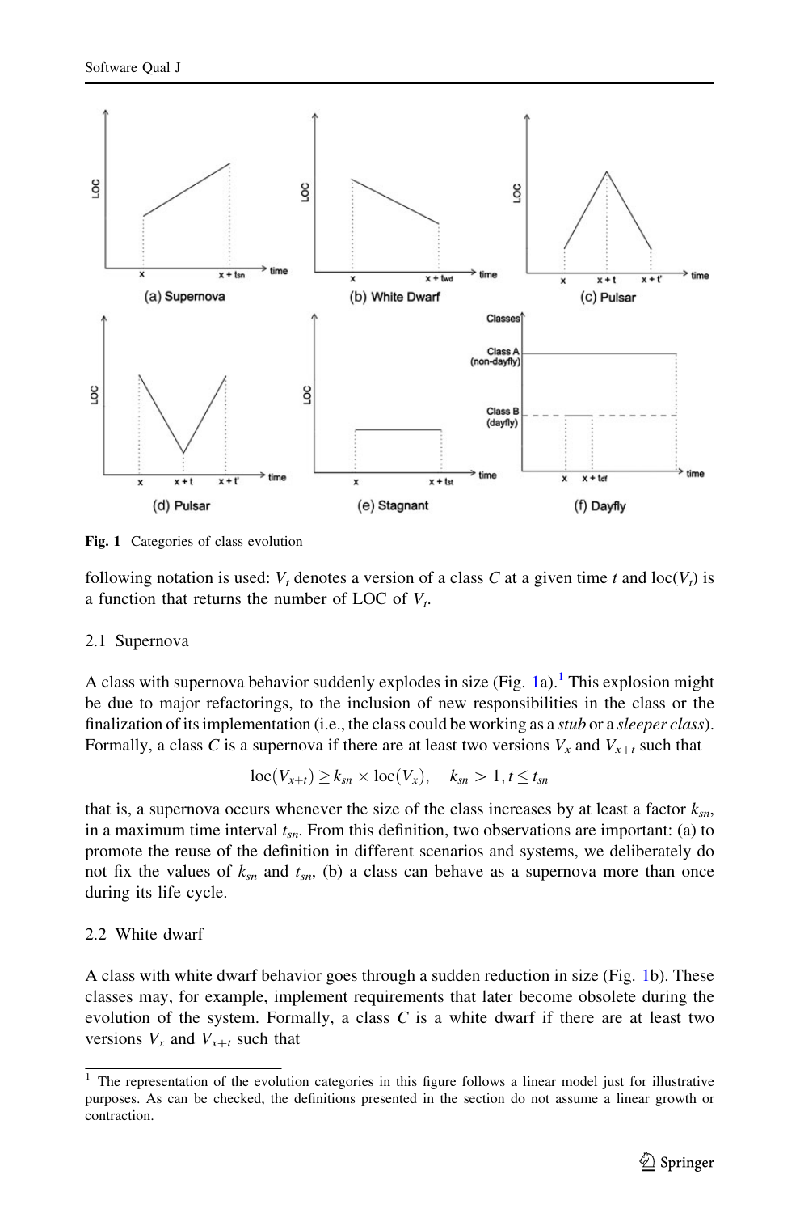Fig. 1 Categories of class evolution

following notation is used: $V_t$ denotes a version of a class $C$ at a given time $t$ and $\text{loc}(V_t)$ is a function that returns the number of LOC of $V_t$.

### 2.1 Supernova

A class with supernova behavior suddenly explodes in size (Fig. 1a).[1] This explosion might be due to major refactorings, to the inclusion of new responsibilities in the class or the finalization of its implementation (i.e., the class could be working as a *stub* or a *sleeper class*). Formally, a class $C$ is a supernova if there are at least two versions $V_x$ and $V_{x+t}$ such that

$$\text{loc}(V_{x+t}) \geq k_{sn} \times \text{loc}(V_x), \quad k_{sn} > 1, t \leq t_{sn}$$

that is, a supernova occurs whenever the size of the class increases by at least a factor $k_{sn}$, in a maximum time interval $t_{sn}$. From this definition, two observations are important: (a) to promote the reuse of the definition in different scenarios and systems, we deliberately do not fix the values of $k_{sn}$ and $t_{sn}$, (b) a class can behave as a supernova more than once during its life cycle.

### 2.2 White dwarf

A class with white dwarf behavior goes through a sudden reduction in size (Fig. 1b). These classes may, for example, implement requirements that later become obsolete during the evolution of the system. Formally, a class $C$ is a white dwarf if there are at least two versions $V_x$ and $V_{x+t}$ such that

[1] The representation of the evolution categories in this figure follows a linear model just for illustrative purposes. As can be checked, the definitions presented in the section do not assume a linear growth or contraction.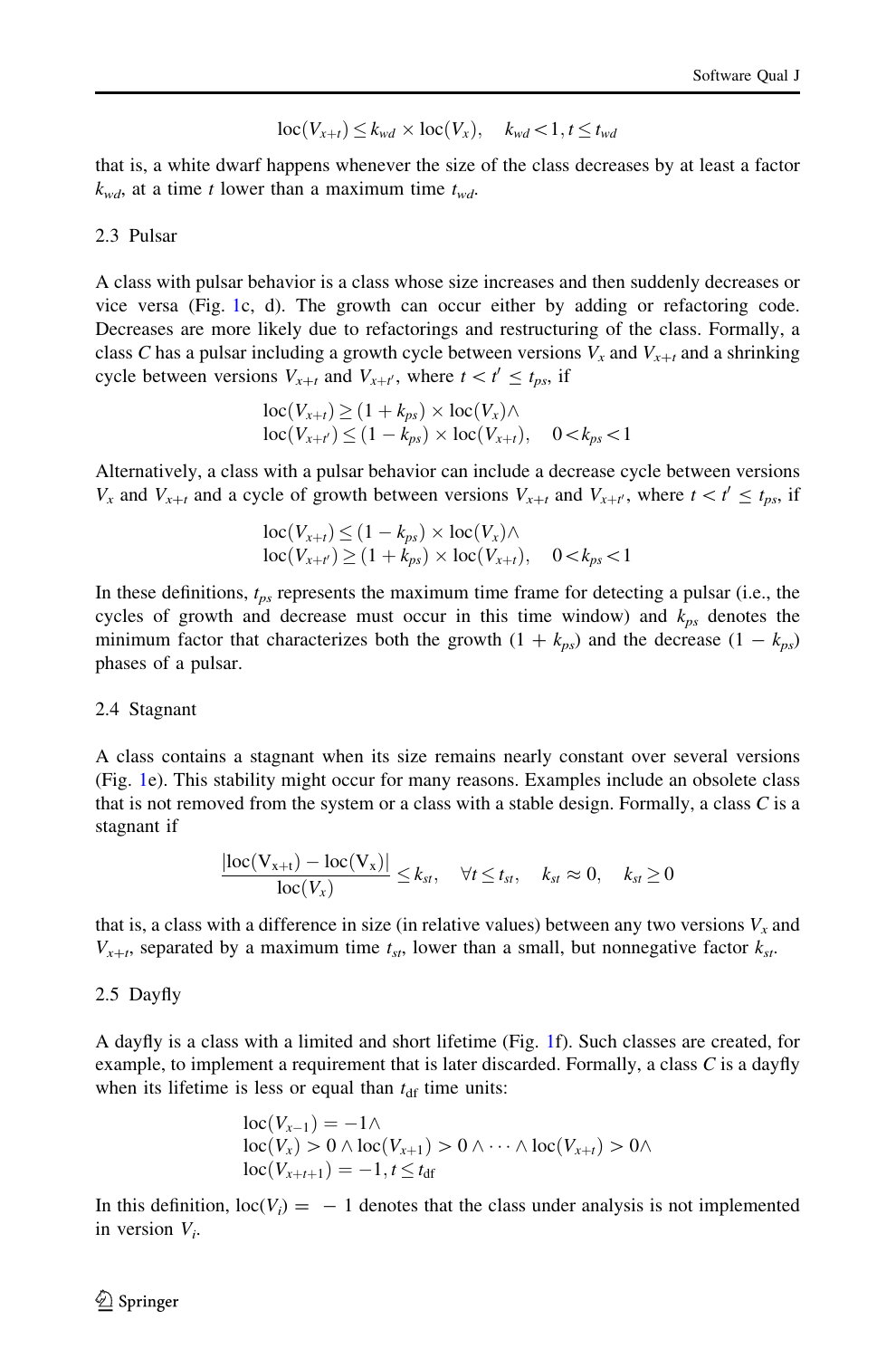$$\text{loc}(V_{x+t}) \leq k_{wd} \times \text{loc}(V_x), \quad k_{wd} < 1, t \leq t_{wd}$$

that is, a white dwarf happens whenever the size of the class decreases by at least a factor $k_{wd}$, at a time $t$ lower than a maximum time $t_{wd}$.

### 2.3 Pulsar

A class with pulsar behavior is a class whose size increases and then suddenly decreases or vice versa (Fig. 1c, d). The growth can occur either by adding or refactoring code. Decreases are more likely due to refactorings and restructuring of the class. Formally, a class $C$ has a pulsar including a growth cycle between versions $V_x$ and $V_{x+t}$ and a shrinking cycle between versions $V_{x+t}$ and $V_{x+t'}$, where $t < t' \leq t_{ps}$, if

$$\begin{aligned} &\text{loc}(V_{x+t}) \geq (1 + k_{ps}) \times \text{loc}(V_x) \wedge \\ &\text{loc}(V_{x+t'}) \leq (1 - k_{ps}) \times \text{loc}(V_{x+t}), \quad 0 < k_{ps} < 1 \end{aligned}$$

Alternatively, a class with a pulsar behavior can include a decrease cycle between versions $V_x$ and $V_{x+t}$ and a cycle of growth between versions $V_{x+t}$ and $V_{x+t'}$, where $t < t' \leq t_{ps}$, if

$$\begin{aligned} &\text{loc}(V_{x+t}) \leq (1 - k_{ps}) \times \text{loc}(V_x) \wedge \\ &\text{loc}(V_{x+t'}) \geq (1 + k_{ps}) \times \text{loc}(V_{x+t}), \quad 0 < k_{ps} < 1 \end{aligned}$$

In these definitions, $t_{ps}$ represents the maximum time frame for detecting a pulsar (i.e., the cycles of growth and decrease must occur in this time window) and $k_{ps}$ denotes the minimum factor that characterizes both the growth $(1 + k_{ps})$ and the decrease $(1 - k_{ps})$ phases of a pulsar.

### 2.4 Stagnant

A class contains a stagnant when its size remains nearly constant over several versions (Fig. 1e). This stability might occur for many reasons. Examples include an obsolete class that is not removed from the system or a class with a stable design. Formally, a class $C$ is a stagnant if

$$\frac{|\text{loc}(V_{x+t}) - \text{loc}(V_x)|}{\text{loc}(V_x)} \leq k_{st}, \quad \forall t \leq t_{st}, \quad k_{st} \approx 0, \quad k_{st} \geq 0$$

that is, a class with a difference in size (in relative values) between any two versions $V_x$ and $V_{x+t}$, separated by a maximum time $t_{st}$, lower than a small, but nonnegative factor $k_{st}$.

### 2.5 Dayfly

A dayfly is a class with a limited and short lifetime (Fig. 1f). Such classes are created, for example, to implement a requirement that is later discarded. Formally, a class $C$ is a dayfly when its lifetime is less or equal than $t_{\text{df}}$ time units:

$$\begin{aligned} &\text{loc}(V_{x-1}) = -1 \wedge \\ &\text{loc}(V_x) > 0 \wedge \text{loc}(V_{x+1}) > 0 \wedge \cdots \wedge \text{loc}(V_{x+t}) > 0 \wedge \\ &\text{loc}(V_{x+t+1}) = -1, t \leq t_{\text{df}} \end{aligned}$$

In this definition, $\text{loc}(V_i) = -1$ denotes that the class under analysis is not implemented in version $V_i$.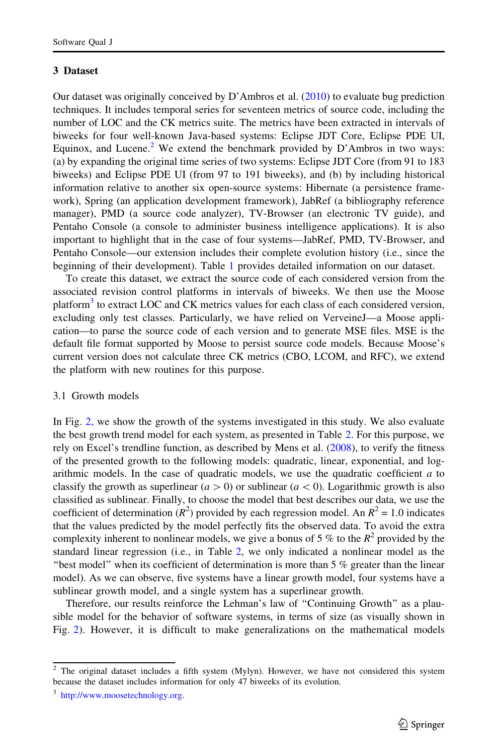## 3 Dataset

Our dataset was originally conceived by D'Ambros et al. (2010) to evaluate bug prediction techniques. It includes temporal series for seventeen metrics of source code, including the number of LOC and the CK metrics suite. The metrics have been extracted in intervals of biweeks for four well-known Java-based systems: Eclipse JDT Core, Eclipse PDE UI, Equinox, and Lucene.[2] We extend the benchmark provided by D'Ambros in two ways: (a) by expanding the original time series of two systems: Eclipse JDT Core (from 91 to 183 biweeks) and Eclipse PDE UI (from 97 to 191 biweeks), and (b) by including historical information relative to another six open-source systems: Hibernate (a persistence framework), Spring (an application development framework), JabRef (a bibliography reference manager), PMD (a source code analyzer), TV-Browser (an electronic TV guide), and Pentaho Console (a console to administer business intelligence applications). It is also important to highlight that in the case of four systems—JabRef, PMD, TV-Browser, and Pentaho Console—our extension includes their complete evolution history (i.e., since the beginning of their development). Table 1 provides detailed information on our dataset.

To create this dataset, we extract the source code of each considered version from the associated revision control platforms in intervals of biweeks. We then use the Moose platform[3] to extract LOC and CK metrics values for each class of each considered version, excluding only test classes. Particularly, we have relied on VerveineJ—a Moose application—to parse the source code of each version and to generate MSE files. MSE is the default file format supported by Moose to persist source code models. Because Moose's current version does not calculate three CK metrics (CBO, LCOM, and RFC), we extend the platform with new routines for this purpose.

### 3.1 Growth models

In Fig. 2, we show the growth of the systems investigated in this study. We also evaluate the best growth trend model for each system, as presented in Table 2. For this purpose, we rely on Excel's trendline function, as described by Mens et al. (2008), to verify the fitness of the presented growth to the following models: quadratic, linear, exponential, and logarithmic models. In the case of quadratic models, we use the quadratic coefficient $a$ to classify the growth as superlinear ($a > 0$) or sublinear ($a < 0$). Logarithmic growth is also classified as sublinear. Finally, to choose the model that best describes our data, we use the coefficient of determination ($R^2$) provided by each regression model. An $R^2 = 1.0$ indicates that the values predicted by the model perfectly fits the observed data. To avoid the extra complexity inherent to nonlinear models, we give a bonus of 5 % to the $R^2$ provided by the standard linear regression (i.e., in Table 2, we only indicated a nonlinear model as the "best model" when its coefficient of determination is more than 5 % greater than the linear model). As we can observe, five systems have a linear growth model, four systems have a sublinear growth model, and a single system has a superlinear growth.

Therefore, our results reinforce the Lehman's law of "Continuing Growth" as a plausible model for the behavior of software systems, in terms of size (as visually shown in Fig. 2). However, it is difficult to make generalizations on the mathematical models

---

[2] The original dataset includes a fifth system (Mylyn). However, we have not considered this system because the dataset includes information for only 47 biweeks of its evolution.

[3] http://www.moosetechnology.org.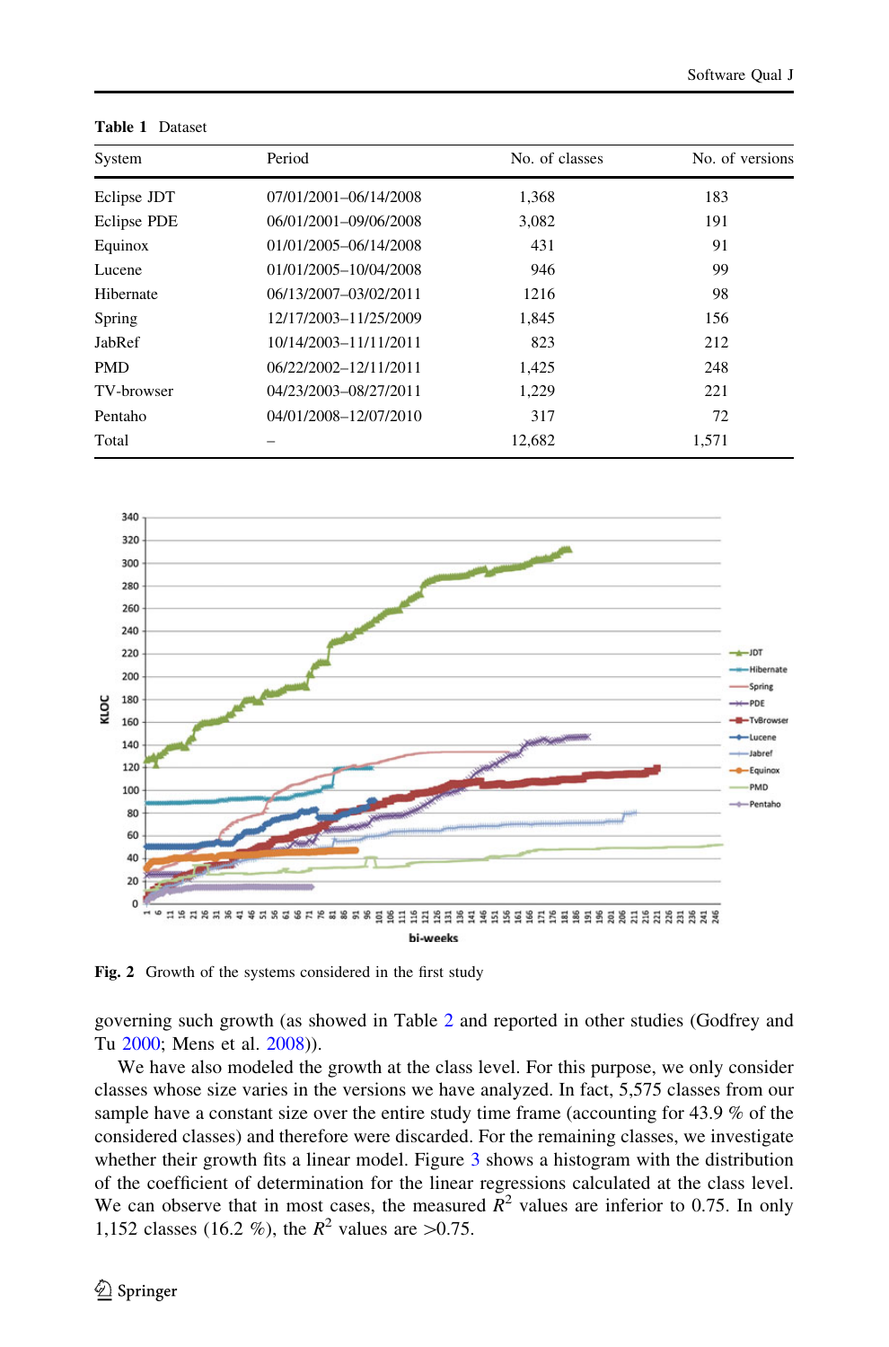**Table 1** Dataset

| System | Period | No. of classes | No. of versions |
|---|---|---|---|
| Eclipse JDT | 07/01/2001–06/14/2008 | 1,368 | 183 |
| Eclipse PDE | 06/01/2001–09/06/2008 | 3,082 | 191 |
| Equinox | 01/01/2005–06/14/2008 | 431 | 91 |
| Lucene | 01/01/2005–10/04/2008 | 946 | 99 |
| Hibernate | 06/13/2007–03/02/2011 | 1216 | 98 |
| Spring | 12/17/2003–11/25/2009 | 1,845 | 156 |
| JabRef | 10/14/2003–11/11/2011 | 823 | 212 |
| PMD | 06/22/2002–12/11/2011 | 1,425 | 248 |
| TV-browser | 04/23/2003–08/27/2011 | 1,229 | 221 |
| Pentaho | 04/01/2008–12/07/2010 | 317 | 72 |
| Total | – | 12,682 | 1,571 |

**Fig. 2** Growth of the systems considered in the first study

governing such growth (as showed in Table 2 and reported in other studies (Godfrey and Tu 2000; Mens et al. 2008)).

We have also modeled the growth at the class level. For this purpose, we only consider classes whose size varies in the versions we have analyzed. In fact, 5,575 classes from our sample have a constant size over the entire study time frame (accounting for 43.9 % of the considered classes) and therefore were discarded. For the remaining classes, we investigate whether their growth fits a linear model. Figure 3 shows a histogram with the distribution of the coefficient of determination for the linear regressions calculated at the class level. We can observe that in most cases, the measured $R^2$ values are inferior to 0.75. In only 1,152 classes (16.2 %), the $R^2$ values are >0.75.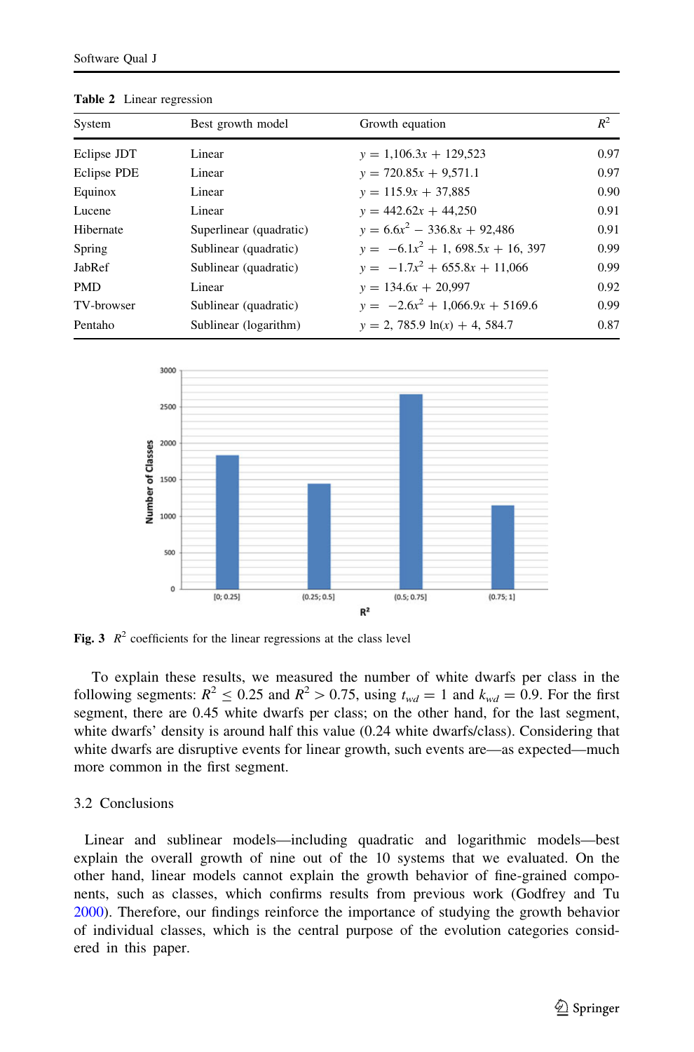**Table 2** Linear regression

| System | Best growth model | Growth equation | $R^2$ |
|---|---|---|---|
| Eclipse JDT | Linear | $y = 1{,}106.3x + 129{,}523$ | 0.97 |
| Eclipse PDE | Linear | $y = 720.85x + 9{,}571.1$ | 0.97 |
| Equinox | Linear | $y = 115.9x + 37{,}885$ | 0.90 |
| Lucene | Linear | $y = 442.62x + 44{,}250$ | 0.91 |
| Hibernate | Superlinear (quadratic) | $y = 6.6x^2 - 336.8x + 92{,}486$ | 0.91 |
| Spring | Sublinear (quadratic) | $y = -6.1x^2 + 1{,}698.5x + 16{,}397$ | 0.99 |
| JabRef | Sublinear (quadratic) | $y = -1.7x^2 + 655.8x + 11{,}066$ | 0.99 |
| PMD | Linear | $y = 134.6x + 20{,}997$ | 0.92 |
| TV-browser | Sublinear (quadratic) | $y = -2.6x^2 + 1{,}066.9x + 5169.6$ | 0.99 |
| Pentaho | Sublinear (logarithm) | $y = 2{,}785.9\ \ln(x) + 4{,}584.7$ | 0.87 |

**Fig. 3** $R^2$ coefficients for the linear regressions at the class level

To explain these results, we measured the number of white dwarfs per class in the following segments: $R^2 \leq 0.25$ and $R^2 > 0.75$, using $t_{wd} = 1$ and $k_{wd} = 0.9$. For the first segment, there are 0.45 white dwarfs per class; on the other hand, for the last segment, white dwarfs' density is around half this value (0.24 white dwarfs/class). Considering that white dwarfs are disruptive events for linear growth, such events are—as expected—much more common in the first segment.

## 3.2 Conclusions

Linear and sublinear models—including quadratic and logarithmic models—best explain the overall growth of nine out of the 10 systems that we evaluated. On the other hand, linear models cannot explain the growth behavior of fine-grained components, such as classes, which confirms results from previous work (Godfrey and Tu 2000). Therefore, our findings reinforce the importance of studying the growth behavior of individual classes, which is the central purpose of the evolution categories considered in this paper.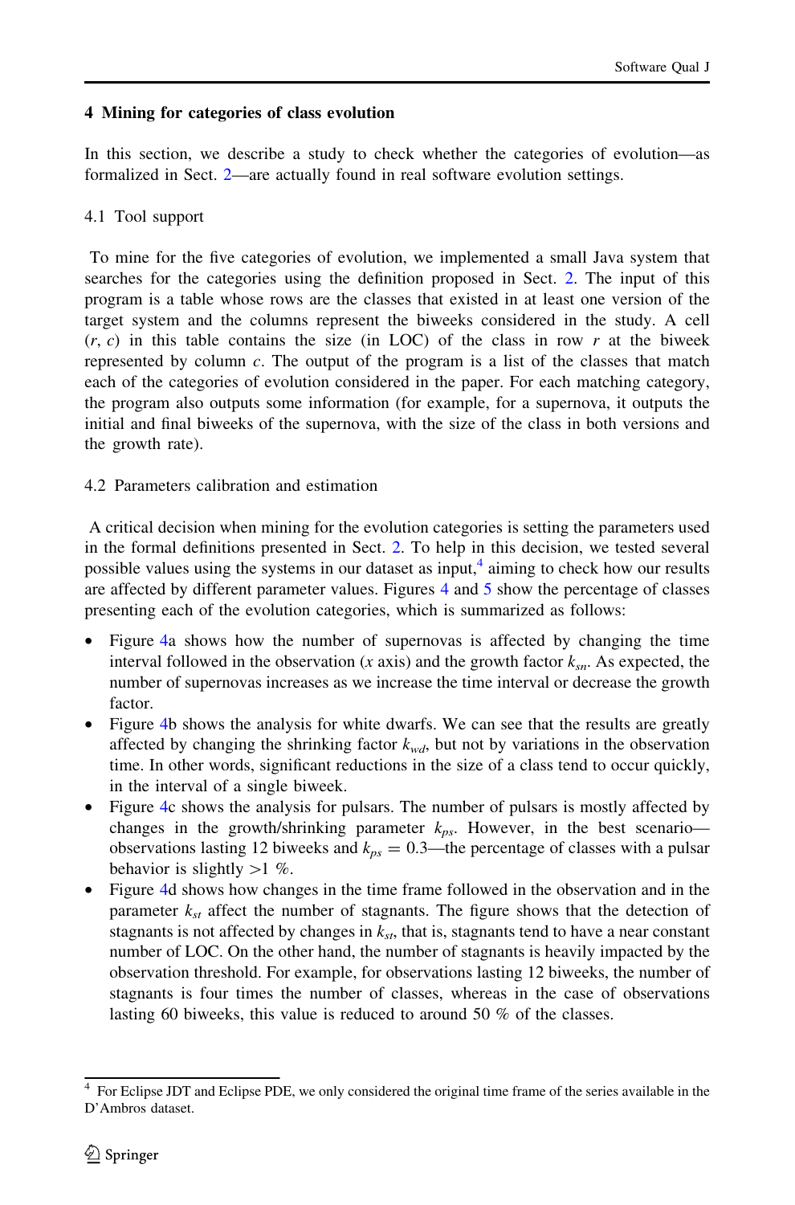## 4 Mining for categories of class evolution

In this section, we describe a study to check whether the categories of evolution—as formalized in Sect. 2—are actually found in real software evolution settings.

### 4.1 Tool support

To mine for the five categories of evolution, we implemented a small Java system that searches for the categories using the definition proposed in Sect. 2. The input of this program is a table whose rows are the classes that existed in at least one version of the target system and the columns represent the biweeks considered in the study. A cell ($r$, $c$) in this table contains the size (in LOC) of the class in row $r$ at the biweek represented by column $c$. The output of the program is a list of the classes that match each of the categories of evolution considered in the paper. For each matching category, the program also outputs some information (for example, for a supernova, it outputs the initial and final biweeks of the supernova, with the size of the class in both versions and the growth rate).

### 4.2 Parameters calibration and estimation

A critical decision when mining for the evolution categories is setting the parameters used in the formal definitions presented in Sect. 2. To help in this decision, we tested several possible values using the systems in our dataset as input,[4] aiming to check how our results are affected by different parameter values. Figures 4 and 5 show the percentage of classes presenting each of the evolution categories, which is summarized as follows:

- Figure 4a shows how the number of supernovas is affected by changing the time interval followed in the observation ($x$ axis) and the growth factor $k_{sn}$. As expected, the number of supernovas increases as we increase the time interval or decrease the growth factor.
- Figure 4b shows the analysis for white dwarfs. We can see that the results are greatly affected by changing the shrinking factor $k_{wd}$, but not by variations in the observation time. In other words, significant reductions in the size of a class tend to occur quickly, in the interval of a single biweek.
- Figure 4c shows the analysis for pulsars. The number of pulsars is mostly affected by changes in the growth/shrinking parameter $k_{ps}$. However, in the best scenario—observations lasting 12 biweeks and $k_{ps} = 0.3$—the percentage of classes with a pulsar behavior is slightly $>1$ %.
- Figure 4d shows how changes in the time frame followed in the observation and in the parameter $k_{st}$ affect the number of stagnants. The figure shows that the detection of stagnants is not affected by changes in $k_{st}$, that is, stagnants tend to have a near constant number of LOC. On the other hand, the number of stagnants is heavily impacted by the observation threshold. For example, for observations lasting 12 biweeks, the number of stagnants is four times the number of classes, whereas in the case of observations lasting 60 biweeks, this value is reduced to around 50 % of the classes.

[4] For Eclipse JDT and Eclipse PDE, we only considered the original time frame of the series available in the D'Ambros dataset.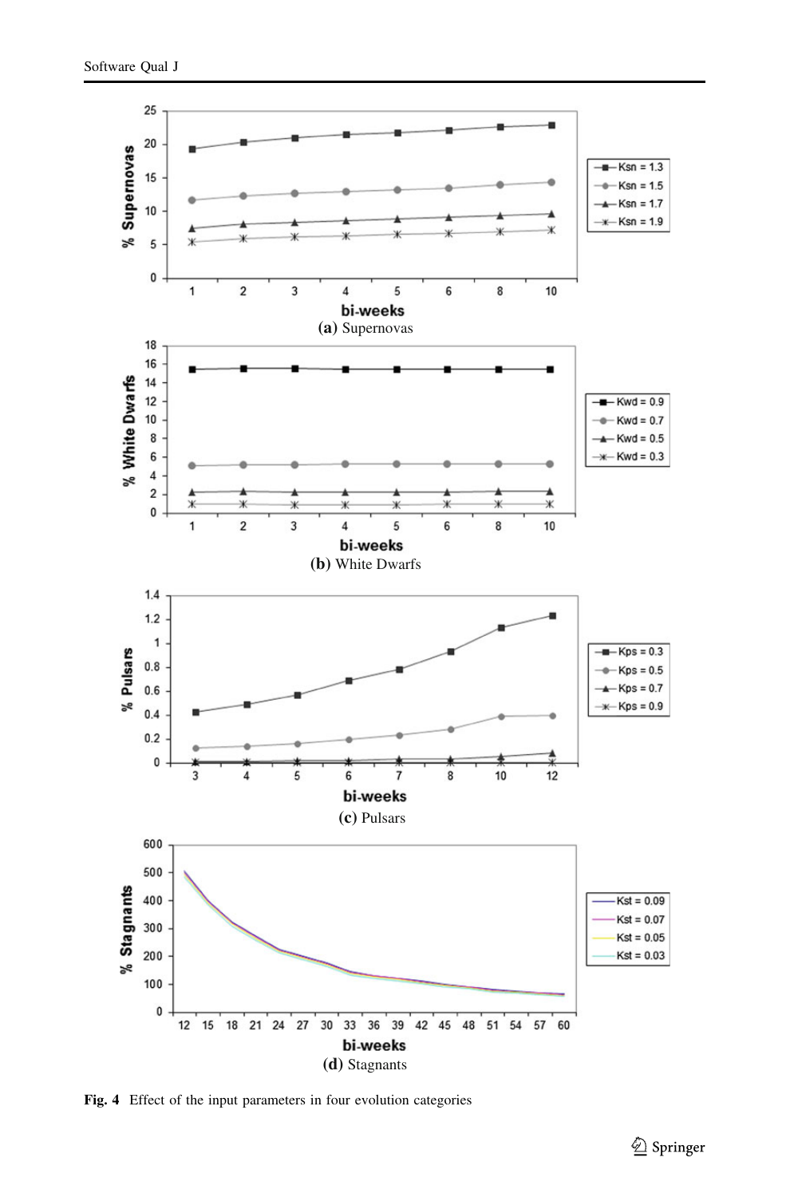(a) Supernovas

(b) White Dwarfs

(c) Pulsars

(d) Stagnants

**Fig. 4** Effect of the input parameters in four evolution categories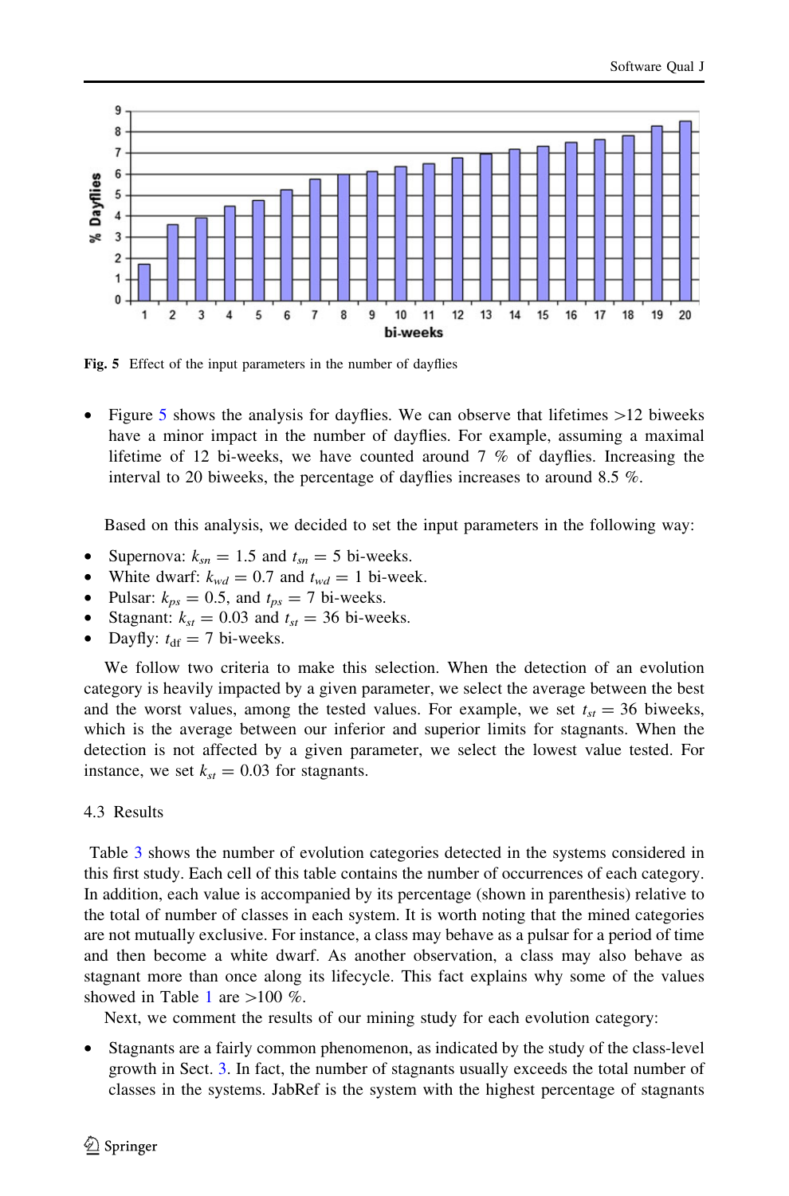Fig. 5 Effect of the input parameters in the number of dayflies

- Figure 5 shows the analysis for dayflies. We can observe that lifetimes >12 biweeks have a minor impact in the number of dayflies. For example, assuming a maximal lifetime of 12 bi-weeks, we have counted around 7 % of dayflies. Increasing the interval to 20 biweeks, the percentage of dayflies increases to around 8.5 %.

Based on this analysis, we decided to set the input parameters in the following way:

- Supernova: $k_{sn} = 1.5$ and $t_{sn} = 5$ bi-weeks.
- White dwarf: $k_{wd} = 0.7$ and $t_{wd} = 1$ bi-week.
- Pulsar: $k_{ps} = 0.5$, and $t_{ps} = 7$ bi-weeks.
- Stagnant: $k_{st} = 0.03$ and $t_{st} = 36$ bi-weeks.
- Dayfly: $t_{df} = 7$ bi-weeks.

We follow two criteria to make this selection. When the detection of an evolution category is heavily impacted by a given parameter, we select the average between the best and the worst values, among the tested values. For example, we set $t_{st} = 36$ biweeks, which is the average between our inferior and superior limits for stagnants. When the detection is not affected by a given parameter, we select the lowest value tested. For instance, we set $k_{st} = 0.03$ for stagnants.

### 4.3 Results

Table 3 shows the number of evolution categories detected in the systems considered in this first study. Each cell of this table contains the number of occurrences of each category. In addition, each value is accompanied by its percentage (shown in parenthesis) relative to the total of number of classes in each system. It is worth noting that the mined categories are not mutually exclusive. For instance, a class may behave as a pulsar for a period of time and then become a white dwarf. As another observation, a class may also behave as stagnant more than once along its lifecycle. This fact explains why some of the values showed in Table 1 are >100 %.

Next, we comment the results of our mining study for each evolution category:

- Stagnants are a fairly common phenomenon, as indicated by the study of the class-level growth in Sect. 3. In fact, the number of stagnants usually exceeds the total number of classes in the systems. JabRef is the system with the highest percentage of stagnants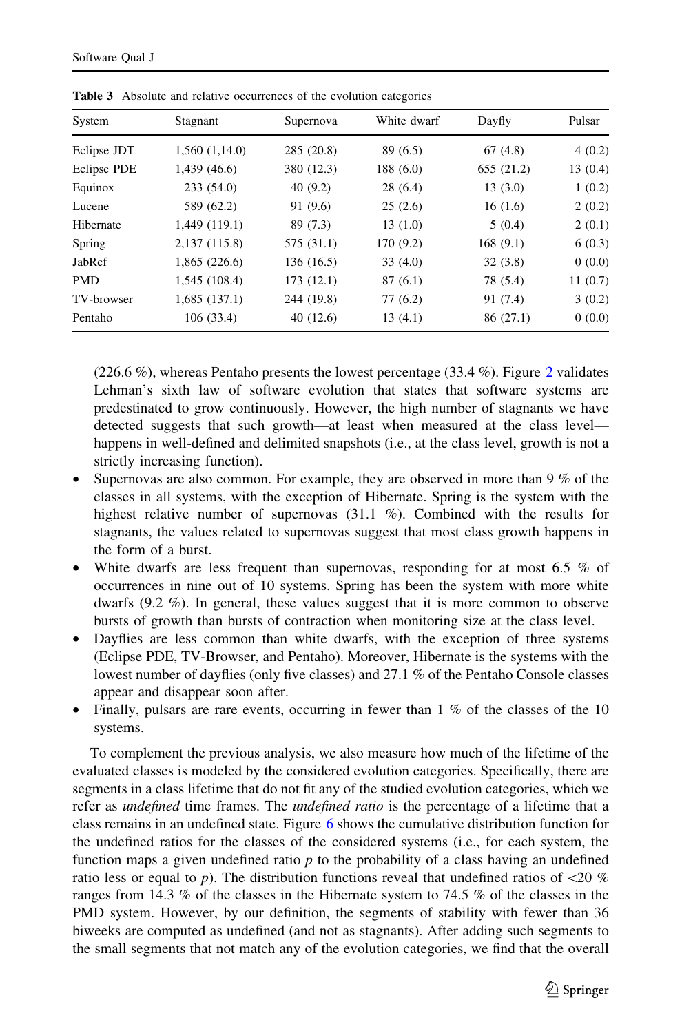**Table 3** Absolute and relative occurrences of the evolution categories

| System | Stagnant | Supernova | White dwarf | Dayfly | Pulsar |
|---|---|---|---|---|---|
| Eclipse JDT | 1,560 (1,14.0) | 285 (20.8) | 89 (6.5) | 67 (4.8) | 4 (0.2) |
| Eclipse PDE | 1,439 (46.6) | 380 (12.3) | 188 (6.0) | 655 (21.2) | 13 (0.4) |
| Equinox | 233 (54.0) | 40 (9.2) | 28 (6.4) | 13 (3.0) | 1 (0.2) |
| Lucene | 589 (62.2) | 91 (9.6) | 25 (2.6) | 16 (1.6) | 2 (0.2) |
| Hibernate | 1,449 (119.1) | 89 (7.3) | 13 (1.0) | 5 (0.4) | 2 (0.1) |
| Spring | 2,137 (115.8) | 575 (31.1) | 170 (9.2) | 168 (9.1) | 6 (0.3) |
| JabRef | 1,865 (226.6) | 136 (16.5) | 33 (4.0) | 32 (3.8) | 0 (0.0) |
| PMD | 1,545 (108.4) | 173 (12.1) | 87 (6.1) | 78 (5.4) | 11 (0.7) |
| TV-browser | 1,685 (137.1) | 244 (19.8) | 77 (6.2) | 91 (7.4) | 3 (0.2) |
| Pentaho | 106 (33.4) | 40 (12.6) | 13 (4.1) | 86 (27.1) | 0 (0.0) |

(226.6 %), whereas Pentaho presents the lowest percentage (33.4 %). Figure 2 validates Lehman's sixth law of software evolution that states that software systems are predestinated to grow continuously. However, the high number of stagnants we have detected suggests that such growth—at least when measured at the class level—happens in well-defined and delimited snapshots (i.e., at the class level, growth is not a strictly increasing function).

- Supernovas are also common. For example, they are observed in more than 9 % of the classes in all systems, with the exception of Hibernate. Spring is the system with the highest relative number of supernovas (31.1 %). Combined with the results for stagnants, the values related to supernovas suggest that most class growth happens in the form of a burst.
- White dwarfs are less frequent than supernovas, responding for at most 6.5 % of occurrences in nine out of 10 systems. Spring has been the system with more white dwarfs (9.2 %). In general, these values suggest that it is more common to observe bursts of growth than bursts of contraction when monitoring size at the class level.
- Dayflies are less common than white dwarfs, with the exception of three systems (Eclipse PDE, TV-Browser, and Pentaho). Moreover, Hibernate is the systems with the lowest number of dayflies (only five classes) and 27.1 % of the Pentaho Console classes appear and disappear soon after.
- Finally, pulsars are rare events, occurring in fewer than 1 % of the classes of the 10 systems.

To complement the previous analysis, we also measure how much of the lifetime of the evaluated classes is modeled by the considered evolution categories. Specifically, there are segments in a class lifetime that do not fit any of the studied evolution categories, which we refer as *undefined* time frames. The *undefined ratio* is the percentage of a lifetime that a class remains in an undefined state. Figure 6 shows the cumulative distribution function for the undefined ratios for the classes of the considered systems (i.e., for each system, the function maps a given undefined ratio $p$ to the probability of a class having an undefined ratio less or equal to $p$). The distribution functions reveal that undefined ratios of <20 % ranges from 14.3 % of the classes in the Hibernate system to 74.5 % of the classes in the PMD system. However, by our definition, the segments of stability with fewer than 36 biweeks are computed as undefined (and not as stagnants). After adding such segments to the small segments that not match any of the evolution categories, we find that the overall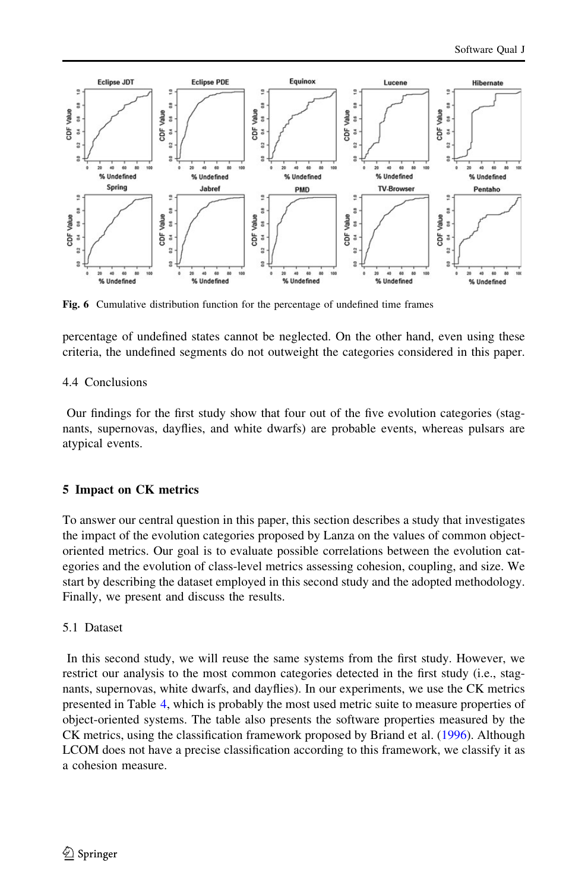Fig. 6 Cumulative distribution function for the percentage of undefined time frames

percentage of undefined states cannot be neglected. On the other hand, even using these criteria, the undefined segments do not outweight the categories considered in this paper.

### 4.4 Conclusions

Our findings for the first study show that four out of the five evolution categories (stagnants, supernovas, dayflies, and white dwarfs) are probable events, whereas pulsars are atypical events.

## 5 Impact on CK metrics

To answer our central question in this paper, this section describes a study that investigates the impact of the evolution categories proposed by Lanza on the values of common object-oriented metrics. Our goal is to evaluate possible correlations between the evolution categories and the evolution of class-level metrics assessing cohesion, coupling, and size. We start by describing the dataset employed in this second study and the adopted methodology. Finally, we present and discuss the results.

### 5.1 Dataset

In this second study, we will reuse the same systems from the first study. However, we restrict our analysis to the most common categories detected in the first study (i.e., stagnants, supernovas, white dwarfs, and dayflies). In our experiments, we use the CK metrics presented in Table 4, which is probably the most used metric suite to measure properties of object-oriented systems. The table also presents the software properties measured by the CK metrics, using the classification framework proposed by Briand et al. (1996). Although LCOM does not have a precise classification according to this framework, we classify it as a cohesion measure.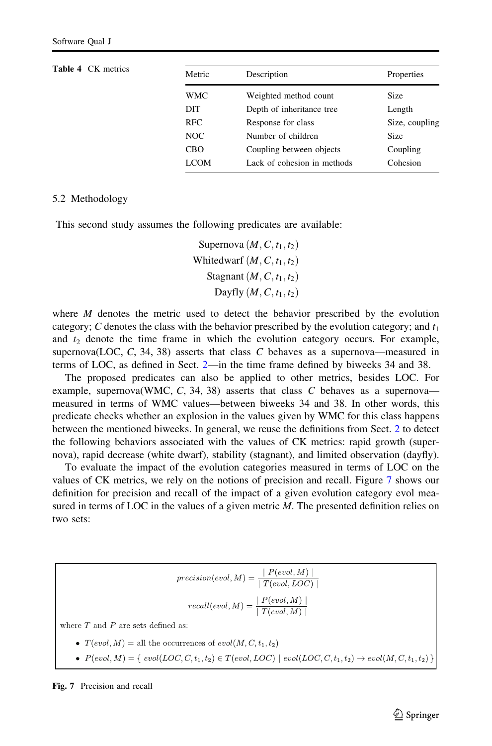**Table 4** CK metrics

| Metric | Description | Properties |
|---|---|---|
| WMC | Weighted method count | Size |
| DIT | Depth of inheritance tree | Length |
| RFC | Response for class | Size, coupling |
| NOC | Number of children | Size |
| CBO | Coupling between objects | Coupling |
| LCOM | Lack of cohesion in methods | Cohesion |

## 5.2 Methodology

This second study assumes the following predicates are available:

$$\text{Supernova}\,(M, C, t_1, t_2)$$
$$\text{Whitedwarf}\,(M, C, t_1, t_2)$$
$$\text{Stagnant}\,(M, C, t_1, t_2)$$
$$\text{Dayfly}\,(M, C, t_1, t_2)$$

where $M$ denotes the metric used to detect the behavior prescribed by the evolution category; $C$ denotes the class with the behavior prescribed by the evolution category; and $t_1$ and $t_2$ denote the time frame in which the evolution category occurs. For example, supernova(LOC, $C$, 34, 38) asserts that class $C$ behaves as a supernova—measured in terms of LOC, as defined in Sect. 2—in the time frame defined by biweeks 34 and 38.

The proposed predicates can also be applied to other metrics, besides LOC. For example, supernova(WMC, $C$, 34, 38) asserts that class $C$ behaves as a supernova—measured in terms of WMC values—between biweeks 34 and 38. In other words, this predicate checks whether an explosion in the values given by WMC for this class happens between the mentioned biweeks. In general, we reuse the definitions from Sect. 2 to detect the following behaviors associated with the values of CK metrics: rapid growth (supernova), rapid decrease (white dwarf), stability (stagnant), and limited observation (dayfly).

To evaluate the impact of the evolution categories measured in terms of LOC on the values of CK metrics, we rely on the notions of precision and recall. Figure 7 shows our definition for precision and recall of the impact of a given evolution category evol measured in terms of LOC in the values of a given metric $M$. The presented definition relies on two sets:

$$precision(evol, M) = \frac{|\ P(evol, M)\ |}{|\ T(evol, LOC)\ |}$$

$$recall(evol, M) = \frac{|\ P(evol, M)\ |}{|\ T(evol, M)\ |}$$

where $T$ and $P$ are sets defined as:

- $T(evol, M) =$ all the occurrences of $evol(M, C, t_1, t_2)$
- $P(evol, M) = \{\ evol(LOC, C, t_1, t_2) \in T(evol, LOC) \mid evol(LOC, C, t_1, t_2) \rightarrow evol(M, C, t_1, t_2)\ \}$

**Fig. 7** Precision and recall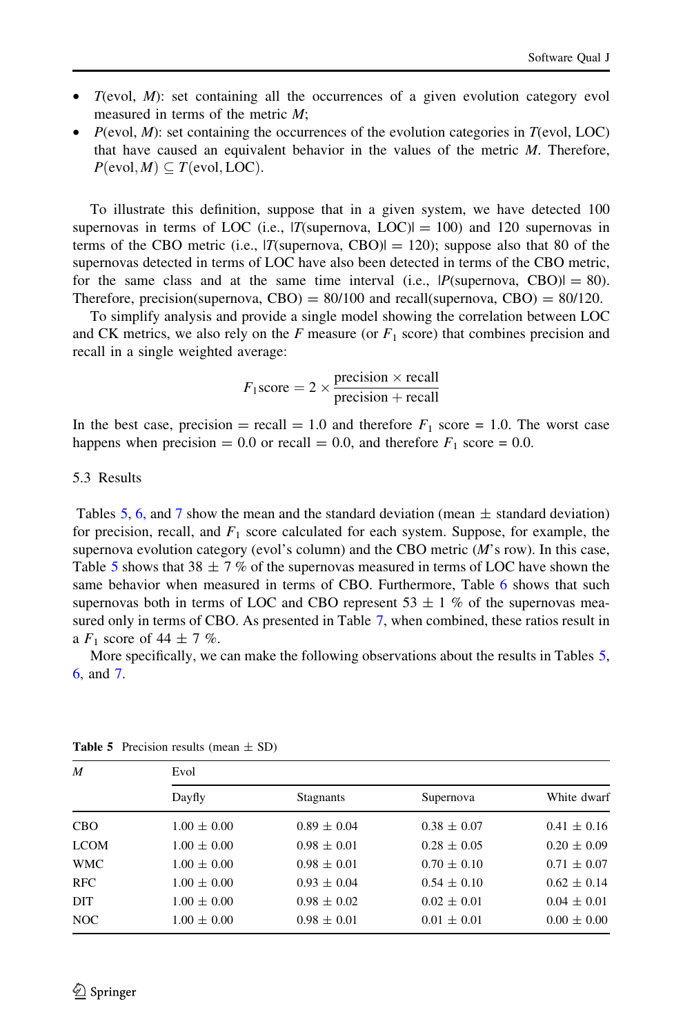- $T$(evol, $M$): set containing all the occurrences of a given evolution category evol measured in terms of the metric $M$;
- $P$(evol, $M$): set containing the occurrences of the evolution categories in $T$(evol, LOC) that have caused an equivalent behavior in the values of the metric $M$. Therefore, $P(\text{evol}, M) \subseteq T(\text{evol}, \text{LOC})$.

To illustrate this definition, suppose that in a given system, we have detected 100 supernovas in terms of LOC (i.e., |$T$(supernova, LOC)| = 100) and 120 supernovas in terms of the CBO metric (i.e., |$T$(supernova, CBO)| = 120); suppose also that 80 of the supernovas detected in terms of LOC have also been detected in terms of the CBO metric, for the same class and at the same time interval (i.e., |$P$(supernova, CBO)| = 80). Therefore, precision(supernova, CBO) = 80/100 and recall(supernova, CBO) = 80/120.

To simplify analysis and provide a single model showing the correlation between LOC and CK metrics, we also rely on the $F$ measure (or $F_1$ score) that combines precision and recall in a single weighted average:

$$F_1\text{score} = 2 \times \frac{\text{precision} \times \text{recall}}{\text{precision} + \text{recall}}$$

In the best case, precision = recall = 1.0 and therefore $F_1$ score = 1.0. The worst case happens when precision = 0.0 or recall = 0.0, and therefore $F_1$ score = 0.0.

## 5.3 Results

Tables 5, 6, and 7 show the mean and the standard deviation (mean ± standard deviation) for precision, recall, and $F_1$ score calculated for each system. Suppose, for example, the supernova evolution category (evol's column) and the CBO metric ($M$'s row). In this case, Table 5 shows that 38 ± 7 % of the supernovas measured in terms of LOC have shown the same behavior when measured in terms of CBO. Furthermore, Table 6 shows that such supernovas both in terms of LOC and CBO represent 53 ± 1 % of the supernovas measured only in terms of CBO. As presented in Table 7, when combined, these ratios result in a $F_1$ score of 44 ± 7 %.

More specifically, we can make the following observations about the results in Tables 5, 6, and 7.

**Table 5** Precision results (mean ± SD)

| *M* | Evol | | | |
|---|---|---|---|---|
| | Dayfly | Stagnants | Supernova | White dwarf |
| CBO | 1.00 ± 0.00 | 0.89 ± 0.04 | 0.38 ± 0.07 | 0.41 ± 0.16 |
| LCOM | 1.00 ± 0.00 | 0.98 ± 0.01 | 0.28 ± 0.05 | 0.20 ± 0.09 |
| WMC | 1.00 ± 0.00 | 0.98 ± 0.01 | 0.70 ± 0.10 | 0.71 ± 0.07 |
| RFC | 1.00 ± 0.00 | 0.93 ± 0.04 | 0.54 ± 0.10 | 0.62 ± 0.14 |
| DIT | 1.00 ± 0.00 | 0.98 ± 0.02 | 0.02 ± 0.01 | 0.04 ± 0.01 |
| NOC | 1.00 ± 0.00 | 0.98 ± 0.01 | 0.01 ± 0.01 | 0.00 ± 0.00 |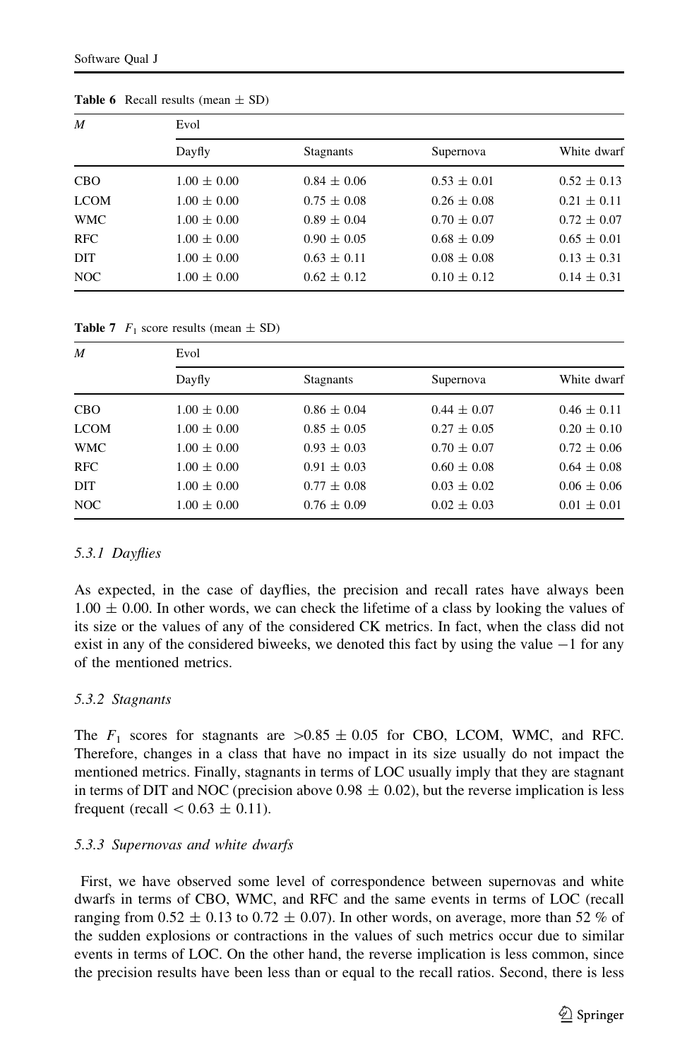**Table 6** Recall results (mean ± SD)

| *M* | Evol | | | |
|---|---|---|---|---|
| | Dayfly | Stagnants | Supernova | White dwarf |
| CBO | 1.00 ± 0.00 | 0.84 ± 0.06 | 0.53 ± 0.01 | 0.52 ± 0.13 |
| LCOM | 1.00 ± 0.00 | 0.75 ± 0.08 | 0.26 ± 0.08 | 0.21 ± 0.11 |
| WMC | 1.00 ± 0.00 | 0.89 ± 0.04 | 0.70 ± 0.07 | 0.72 ± 0.07 |
| RFC | 1.00 ± 0.00 | 0.90 ± 0.05 | 0.68 ± 0.09 | 0.65 ± 0.01 |
| DIT | 1.00 ± 0.00 | 0.63 ± 0.11 | 0.08 ± 0.08 | 0.13 ± 0.31 |
| NOC | 1.00 ± 0.00 | 0.62 ± 0.12 | 0.10 ± 0.12 | 0.14 ± 0.31 |

**Table 7** $F_1$ score results (mean ± SD)

| *M* | Evol | | | |
|---|---|---|---|---|
| | Dayfly | Stagnants | Supernova | White dwarf |
| CBO | 1.00 ± 0.00 | 0.86 ± 0.04 | 0.44 ± 0.07 | 0.46 ± 0.11 |
| LCOM | 1.00 ± 0.00 | 0.85 ± 0.05 | 0.27 ± 0.05 | 0.20 ± 0.10 |
| WMC | 1.00 ± 0.00 | 0.93 ± 0.03 | 0.70 ± 0.07 | 0.72 ± 0.06 |
| RFC | 1.00 ± 0.00 | 0.91 ± 0.03 | 0.60 ± 0.08 | 0.64 ± 0.08 |
| DIT | 1.00 ± 0.00 | 0.77 ± 0.08 | 0.03 ± 0.02 | 0.06 ± 0.06 |
| NOC | 1.00 ± 0.00 | 0.76 ± 0.09 | 0.02 ± 0.03 | 0.01 ± 0.01 |

#### 5.3.1 *Dayflies*

As expected, in the case of dayflies, the precision and recall rates have always been 1.00 ± 0.00. In other words, we can check the lifetime of a class by looking the values of its size or the values of any of the considered CK metrics. In fact, when the class did not exist in any of the considered biweeks, we denoted this fact by using the value −1 for any of the mentioned metrics.

#### 5.3.2 *Stagnants*

The $F_1$ scores for stagnants are >0.85 ± 0.05 for CBO, LCOM, WMC, and RFC. Therefore, changes in a class that have no impact in its size usually do not impact the mentioned metrics. Finally, stagnants in terms of LOC usually imply that they are stagnant in terms of DIT and NOC (precision above 0.98 ± 0.02), but the reverse implication is less frequent (recall < 0.63 ± 0.11).

#### 5.3.3 *Supernovas and white dwarfs*

First, we have observed some level of correspondence between supernovas and white dwarfs in terms of CBO, WMC, and RFC and the same events in terms of LOC (recall ranging from 0.52 ± 0.13 to 0.72 ± 0.07). In other words, on average, more than 52 % of the sudden explosions or contractions in the values of such metrics occur due to similar events in terms of LOC. On the other hand, the reverse implication is less common, since the precision results have been less than or equal to the recall ratios. Second, there is less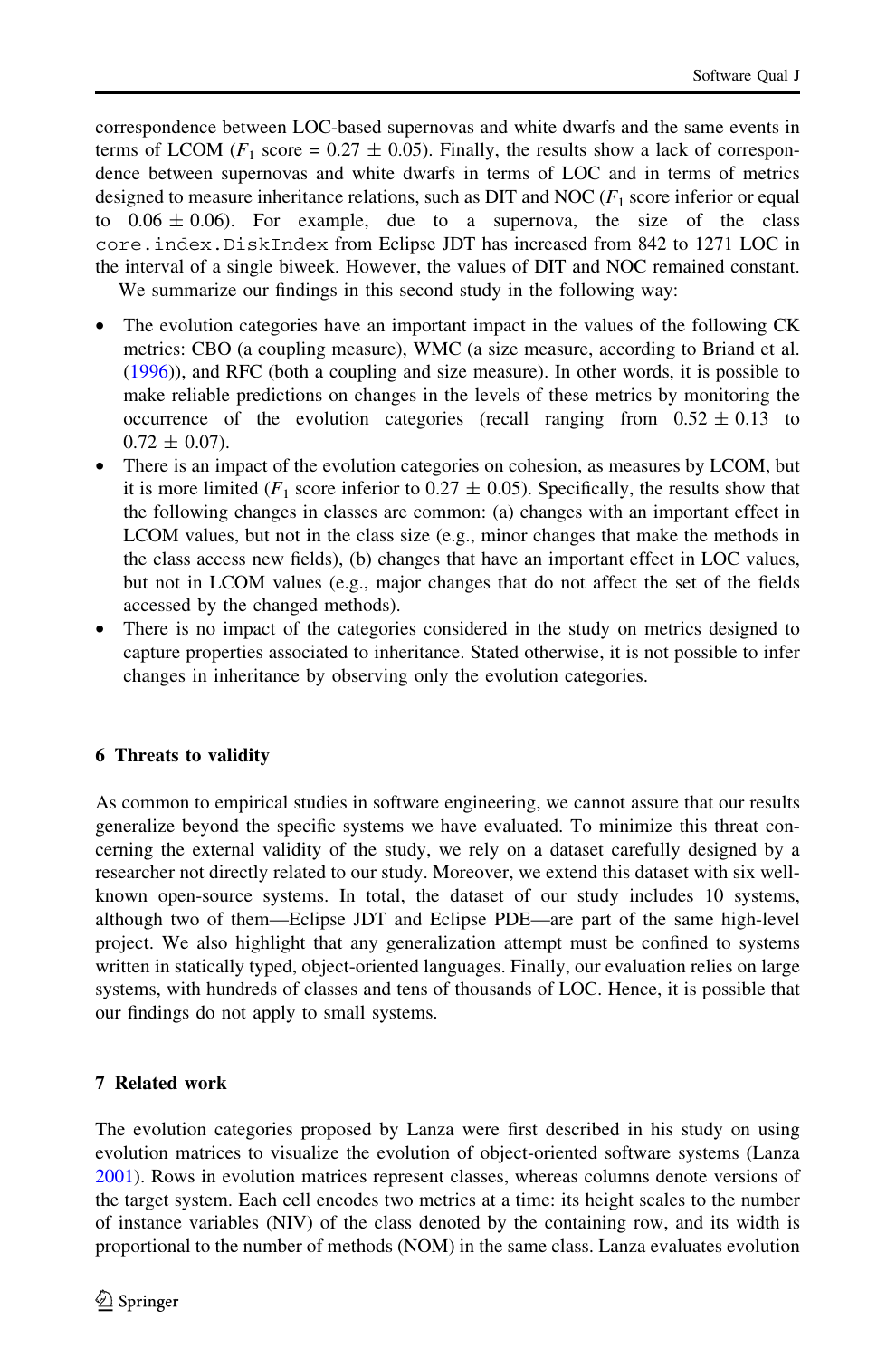correspondence between LOC-based supernovas and white dwarfs and the same events in terms of LCOM ($F_1$ score = 0.27 $\pm$ 0.05). Finally, the results show a lack of correspondence between supernovas and white dwarfs in terms of LOC and in terms of metrics designed to measure inheritance relations, such as DIT and NOC ($F_1$ score inferior or equal to 0.06 $\pm$ 0.06). For example, due to a supernova, the size of the class `core.index.DiskIndex` from Eclipse JDT has increased from 842 to 1271 LOC in the interval of a single biweek. However, the values of DIT and NOC remained constant.

We summarize our findings in this second study in the following way:

- The evolution categories have an important impact in the values of the following CK metrics: CBO (a coupling measure), WMC (a size measure, according to Briand et al. (1996)), and RFC (both a coupling and size measure). In other words, it is possible to make reliable predictions on changes in the levels of these metrics by monitoring the occurrence of the evolution categories (recall ranging from 0.52 $\pm$ 0.13 to 0.72 $\pm$ 0.07).
- There is an impact of the evolution categories on cohesion, as measures by LCOM, but it is more limited ($F_1$ score inferior to 0.27 $\pm$ 0.05). Specifically, the results show that the following changes in classes are common: (a) changes with an important effect in LCOM values, but not in the class size (e.g., minor changes that make the methods in the class access new fields), (b) changes that have an important effect in LOC values, but not in LCOM values (e.g., major changes that do not affect the set of the fields accessed by the changed methods).
- There is no impact of the categories considered in the study on metrics designed to capture properties associated to inheritance. Stated otherwise, it is not possible to infer changes in inheritance by observing only the evolution categories.

## 6 Threats to validity

As common to empirical studies in software engineering, we cannot assure that our results generalize beyond the specific systems we have evaluated. To minimize this threat concerning the external validity of the study, we rely on a dataset carefully designed by a researcher not directly related to our study. Moreover, we extend this dataset with six well-known open-source systems. In total, the dataset of our study includes 10 systems, although two of them—Eclipse JDT and Eclipse PDE—are part of the same high-level project. We also highlight that any generalization attempt must be confined to systems written in statically typed, object-oriented languages. Finally, our evaluation relies on large systems, with hundreds of classes and tens of thousands of LOC. Hence, it is possible that our findings do not apply to small systems.

## 7 Related work

The evolution categories proposed by Lanza were first described in his study on using evolution matrices to visualize the evolution of object-oriented software systems (Lanza 2001). Rows in evolution matrices represent classes, whereas columns denote versions of the target system. Each cell encodes two metrics at a time: its height scales to the number of instance variables (NIV) of the class denoted by the containing row, and its width is proportional to the number of methods (NOM) in the same class. Lanza evaluates evolution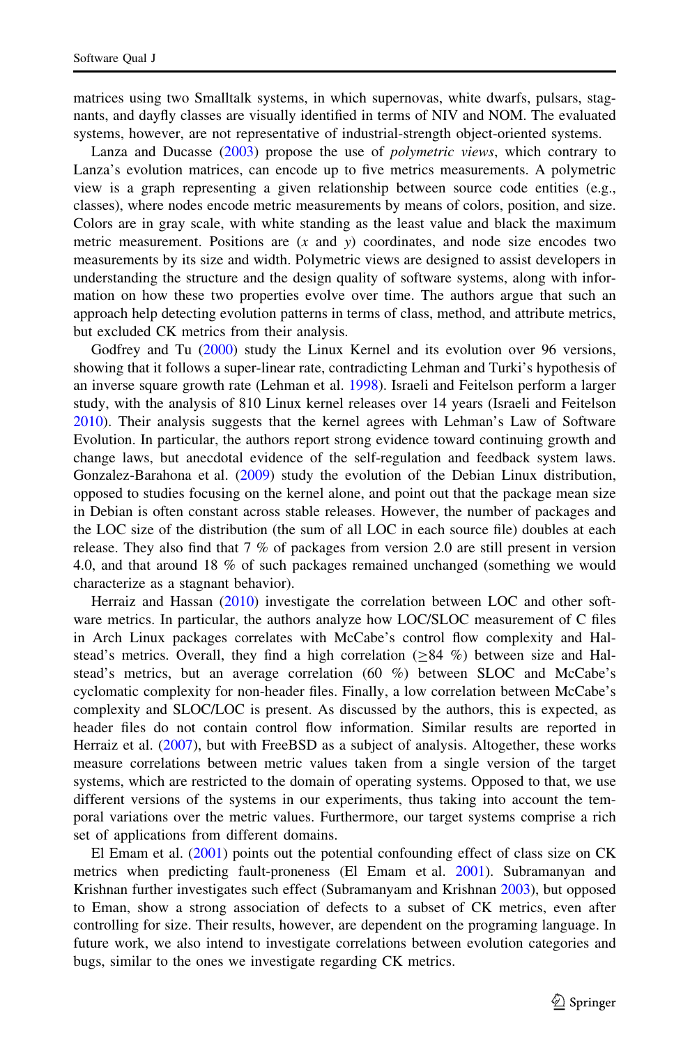matrices using two Smalltalk systems, in which supernovas, white dwarfs, pulsars, stagnants, and dayfly classes are visually identified in terms of NIV and NOM. The evaluated systems, however, are not representative of industrial-strength object-oriented systems.

Lanza and Ducasse (2003) propose the use of *polymetric views*, which contrary to Lanza's evolution matrices, can encode up to five metrics measurements. A polymetric view is a graph representing a given relationship between source code entities (e.g., classes), where nodes encode metric measurements by means of colors, position, and size. Colors are in gray scale, with white standing as the least value and black the maximum metric measurement. Positions are ($x$ and $y$) coordinates, and node size encodes two measurements by its size and width. Polymetric views are designed to assist developers in understanding the structure and the design quality of software systems, along with information on how these two properties evolve over time. The authors argue that such an approach help detecting evolution patterns in terms of class, method, and attribute metrics, but excluded CK metrics from their analysis.

Godfrey and Tu (2000) study the Linux Kernel and its evolution over 96 versions, showing that it follows a super-linear rate, contradicting Lehman and Turki's hypothesis of an inverse square growth rate (Lehman et al. 1998). Israeli and Feitelson perform a larger study, with the analysis of 810 Linux kernel releases over 14 years (Israeli and Feitelson 2010). Their analysis suggests that the kernel agrees with Lehman's Law of Software Evolution. In particular, the authors report strong evidence toward continuing growth and change laws, but anecdotal evidence of the self-regulation and feedback system laws. Gonzalez-Barahona et al. (2009) study the evolution of the Debian Linux distribution, opposed to studies focusing on the kernel alone, and point out that the package mean size in Debian is often constant across stable releases. However, the number of packages and the LOC size of the distribution (the sum of all LOC in each source file) doubles at each release. They also find that 7 % of packages from version 2.0 are still present in version 4.0, and that around 18 % of such packages remained unchanged (something we would characterize as a stagnant behavior).

Herraiz and Hassan (2010) investigate the correlation between LOC and other software metrics. In particular, the authors analyze how LOC/SLOC measurement of C files in Arch Linux packages correlates with McCabe's control flow complexity and Halstead's metrics. Overall, they find a high correlation ($\geq$84 %) between size and Halstead's metrics, but an average correlation (60 %) between SLOC and McCabe's cyclomatic complexity for non-header files. Finally, a low correlation between McCabe's complexity and SLOC/LOC is present. As discussed by the authors, this is expected, as header files do not contain control flow information. Similar results are reported in Herraiz et al. (2007), but with FreeBSD as a subject of analysis. Altogether, these works measure correlations between metric values taken from a single version of the target systems, which are restricted to the domain of operating systems. Opposed to that, we use different versions of the systems in our experiments, thus taking into account the temporal variations over the metric values. Furthermore, our target systems comprise a rich set of applications from different domains.

El Emam et al. (2001) points out the potential confounding effect of class size on CK metrics when predicting fault-proneness (El Emam et al. 2001). Subramanyan and Krishnan further investigates such effect (Subramanyam and Krishnan 2003), but opposed to Eman, show a strong association of defects to a subset of CK metrics, even after controlling for size. Their results, however, are dependent on the programing language. In future work, we also intend to investigate correlations between evolution categories and bugs, similar to the ones we investigate regarding CK metrics.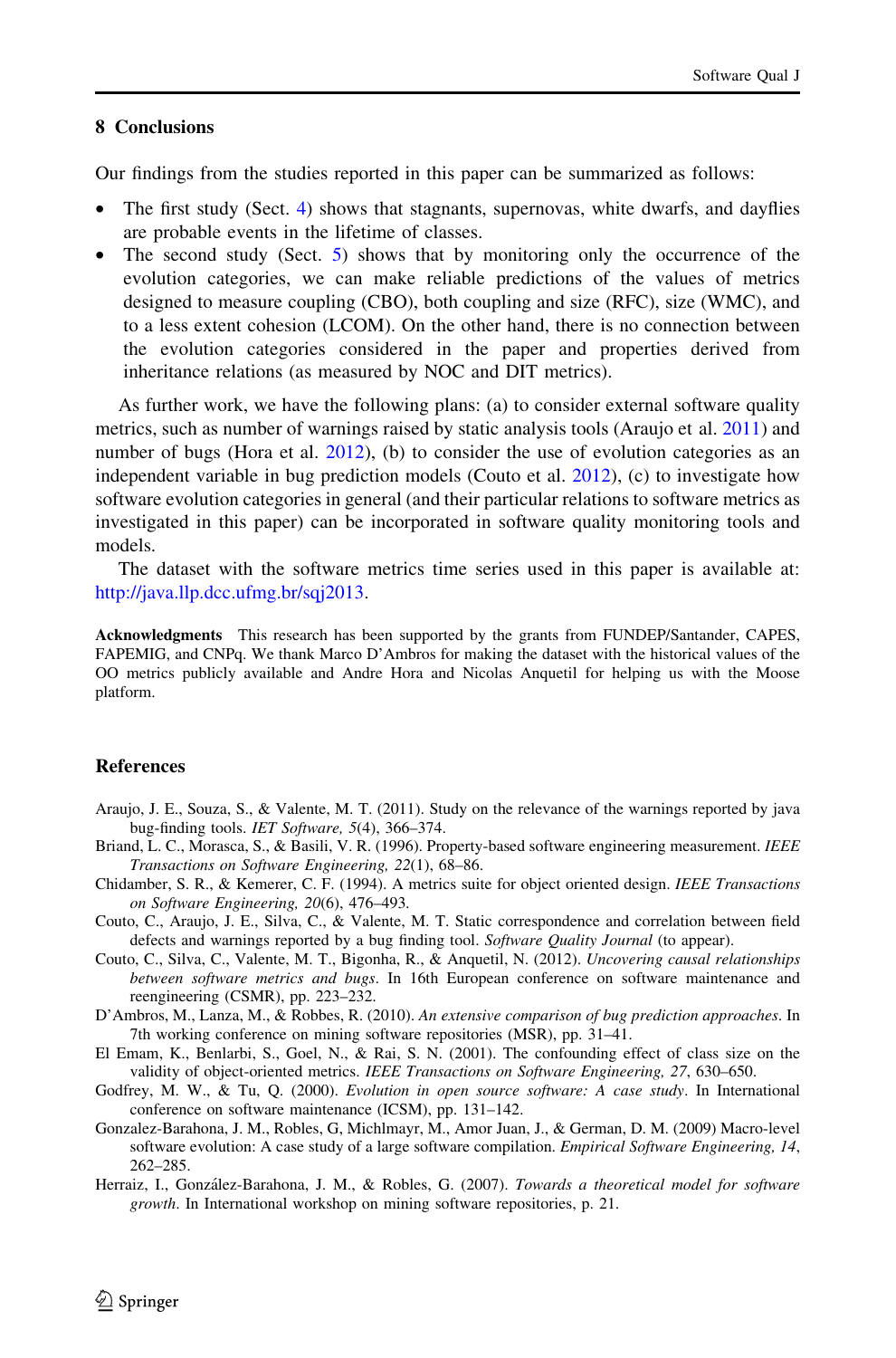## 8 Conclusions

Our findings from the studies reported in this paper can be summarized as follows:

- The first study (Sect. 4) shows that stagnants, supernovas, white dwarfs, and dayflies are probable events in the lifetime of classes.
- The second study (Sect. 5) shows that by monitoring only the occurrence of the evolution categories, we can make reliable predictions of the values of metrics designed to measure coupling (CBO), both coupling and size (RFC), size (WMC), and to a less extent cohesion (LCOM). On the other hand, there is no connection between the evolution categories considered in the paper and properties derived from inheritance relations (as measured by NOC and DIT metrics).

As further work, we have the following plans: (a) to consider external software quality metrics, such as number of warnings raised by static analysis tools (Araujo et al. 2011) and number of bugs (Hora et al. 2012), (b) to consider the use of evolution categories as an independent variable in bug prediction models (Couto et al. 2012), (c) to investigate how software evolution categories in general (and their particular relations to software metrics as investigated in this paper) can be incorporated in software quality monitoring tools and models.

The dataset with the software metrics time series used in this paper is available at: http://java.llp.dcc.ufmg.br/sqj2013.

**Acknowledgments** This research has been supported by the grants from FUNDEP/Santander, CAPES, FAPEMIG, and CNPq. We thank Marco D'Ambros for making the dataset with the historical values of the OO metrics publicly available and Andre Hora and Nicolas Anquetil for helping us with the Moose platform.

## References

Araujo, J. E., Souza, S., & Valente, M. T. (2011). Study on the relevance of the warnings reported by java bug-finding tools. *IET Software, 5*(4), 366–374.

Briand, L. C., Morasca, S., & Basili, V. R. (1996). Property-based software engineering measurement. *IEEE Transactions on Software Engineering, 22*(1), 68–86.

Chidamber, S. R., & Kemerer, C. F. (1994). A metrics suite for object oriented design. *IEEE Transactions on Software Engineering, 20*(6), 476–493.

Couto, C., Araujo, J. E., Silva, C., & Valente, M. T. Static correspondence and correlation between field defects and warnings reported by a bug finding tool. *Software Quality Journal* (to appear).

Couto, C., Silva, C., Valente, M. T., Bigonha, R., & Anquetil, N. (2012). *Uncovering causal relationships between software metrics and bugs*. In 16th European conference on software maintenance and reengineering (CSMR), pp. 223–232.

D'Ambros, M., Lanza, M., & Robbes, R. (2010). *An extensive comparison of bug prediction approaches*. In 7th working conference on mining software repositories (MSR), pp. 31–41.

El Emam, K., Benlarbi, S., Goel, N., & Rai, S. N. (2001). The confounding effect of class size on the validity of object-oriented metrics. *IEEE Transactions on Software Engineering, 27*, 630–650.

Godfrey, M. W., & Tu, Q. (2000). *Evolution in open source software: A case study*. In International conference on software maintenance (ICSM), pp. 131–142.

Gonzalez-Barahona, J. M., Robles, G, Michlmayr, M., Amor Juan, J., & German, D. M. (2009) Macro-level software evolution: A case study of a large software compilation. *Empirical Software Engineering, 14*, 262–285.

Herraiz, I., González-Barahona, J. M., & Robles, G. (2007). *Towards a theoretical model for software growth*. In International workshop on mining software repositories, p. 21.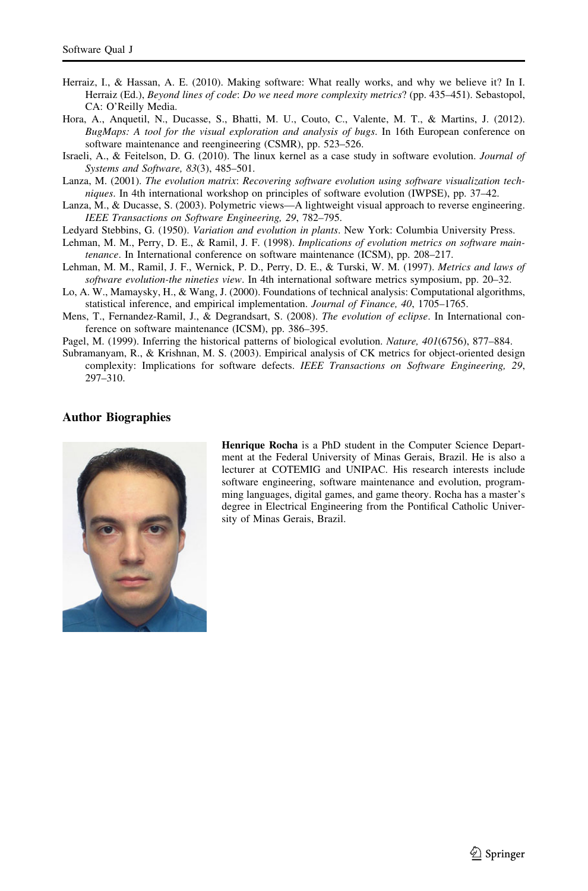Herraiz, I., & Hassan, A. E. (2010). Making software: What really works, and why we believe it? In I. Herraiz (Ed.), *Beyond lines of code*: *Do we need more complexity metrics*? (pp. 435–451). Sebastopol, CA: O'Reilly Media.

Hora, A., Anquetil, N., Ducasse, S., Bhatti, M. U., Couto, C., Valente, M. T., & Martins, J. (2012). *BugMaps: A tool for the visual exploration and analysis of bugs*. In 16th European conference on software maintenance and reengineering (CSMR), pp. 523–526.

Israeli, A., & Feitelson, D. G. (2010). The linux kernel as a case study in software evolution. *Journal of Systems and Software, 83*(3), 485–501.

Lanza, M. (2001). *The evolution matrix*: *Recovering software evolution using software visualization techniques*. In 4th international workshop on principles of software evolution (IWPSE), pp. 37–42.

Lanza, M., & Ducasse, S. (2003). Polymetric views—A lightweight visual approach to reverse engineering. *IEEE Transactions on Software Engineering, 29*, 782–795.

Ledyard Stebbins, G. (1950). *Variation and evolution in plants*. New York: Columbia University Press.

Lehman, M. M., Perry, D. E., & Ramil, J. F. (1998). *Implications of evolution metrics on software maintenance*. In International conference on software maintenance (ICSM), pp. 208–217.

Lehman, M. M., Ramil, J. F., Wernick, P. D., Perry, D. E., & Turski, W. M. (1997). *Metrics and laws of software evolution-the nineties view*. In 4th international software metrics symposium, pp. 20–32.

Lo, A. W., Mamaysky, H., & Wang, J. (2000). Foundations of technical analysis: Computational algorithms, statistical inference, and empirical implementation. *Journal of Finance, 40*, 1705–1765.

Mens, T., Fernandez-Ramil, J., & Degrandsart, S. (2008). *The evolution of eclipse*. In International conference on software maintenance (ICSM), pp. 386–395.

Pagel, M. (1999). Inferring the historical patterns of biological evolution. *Nature, 401*(6756), 877–884.

Subramanyam, R., & Krishnan, M. S. (2003). Empirical analysis of CK metrics for object-oriented design complexity: Implications for software defects. *IEEE Transactions on Software Engineering, 29*, 297–310.

## Author Biographies

**Henrique Rocha** is a PhD student in the Computer Science Department at the Federal University of Minas Gerais, Brazil. He is also a lecturer at COTEMIG and UNIPAC. His research interests include software engineering, software maintenance and evolution, programming languages, digital games, and game theory. Rocha has a master's degree in Electrical Engineering from the Pontifical Catholic University of Minas Gerais, Brazil.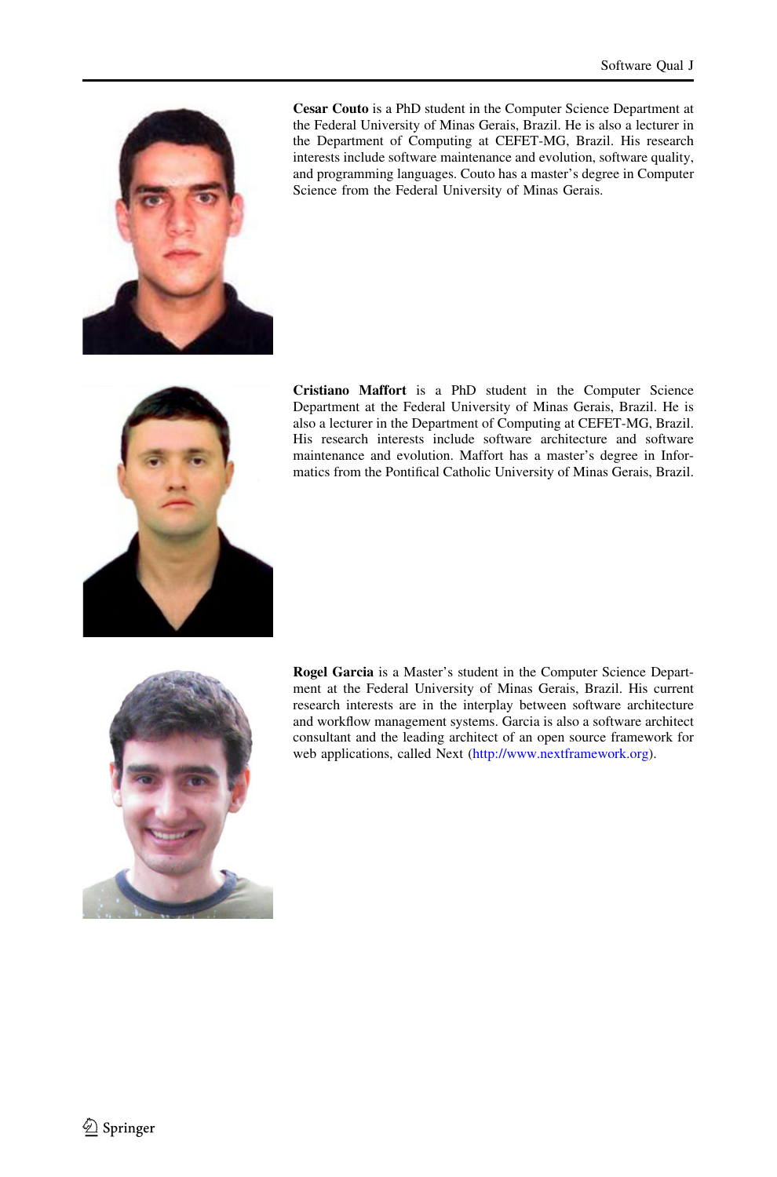**Cesar Couto** is a PhD student in the Computer Science Department at the Federal University of Minas Gerais, Brazil. He is also a lecturer in the Department of Computing at CEFET-MG, Brazil. His research interests include software maintenance and evolution, software quality, and programming languages. Couto has a master's degree in Computer Science from the Federal University of Minas Gerais.

**Cristiano Maffort** is a PhD student in the Computer Science Department at the Federal University of Minas Gerais, Brazil. He is also a lecturer in the Department of Computing at CEFET-MG, Brazil. His research interests include software architecture and software maintenance and evolution. Maffort has a master's degree in Informatics from the Pontifical Catholic University of Minas Gerais, Brazil.

**Rogel Garcia** is a Master's student in the Computer Science Department at the Federal University of Minas Gerais, Brazil. His current research interests are in the interplay between software architecture and workflow management systems. Garcia is also a software architect consultant and the leading architect of an open source framework for web applications, called Next (http://www.nextframework.org).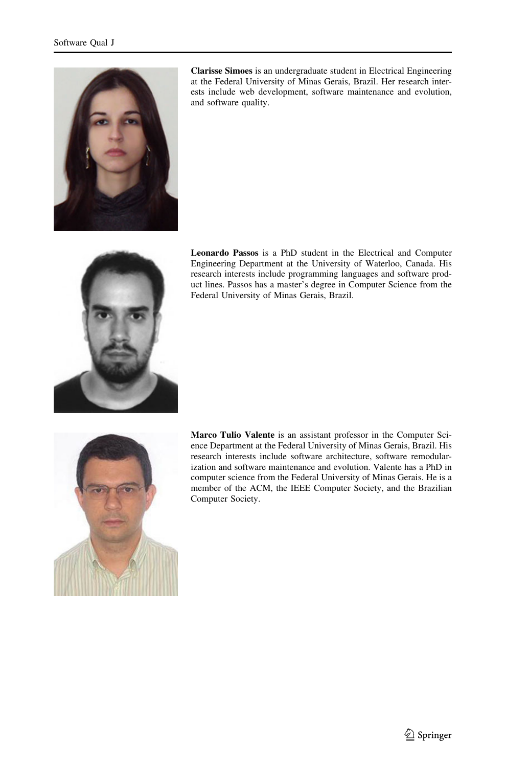**Clarisse Simoes** is an undergraduate student in Electrical Engineering at the Federal University of Minas Gerais, Brazil. Her research interests include web development, software maintenance and evolution, and software quality.

**Leonardo Passos** is a PhD student in the Electrical and Computer Engineering Department at the University of Waterloo, Canada. His research interests include programming languages and software product lines. Passos has a master's degree in Computer Science from the Federal University of Minas Gerais, Brazil.

**Marco Tulio Valente** is an assistant professor in the Computer Science Department at the Federal University of Minas Gerais, Brazil. His research interests include software architecture, software remodularization and software maintenance and evolution. Valente has a PhD in computer science from the Federal University of Minas Gerais. He is a member of the ACM, the IEEE Computer Society, and the Brazilian Computer Society.